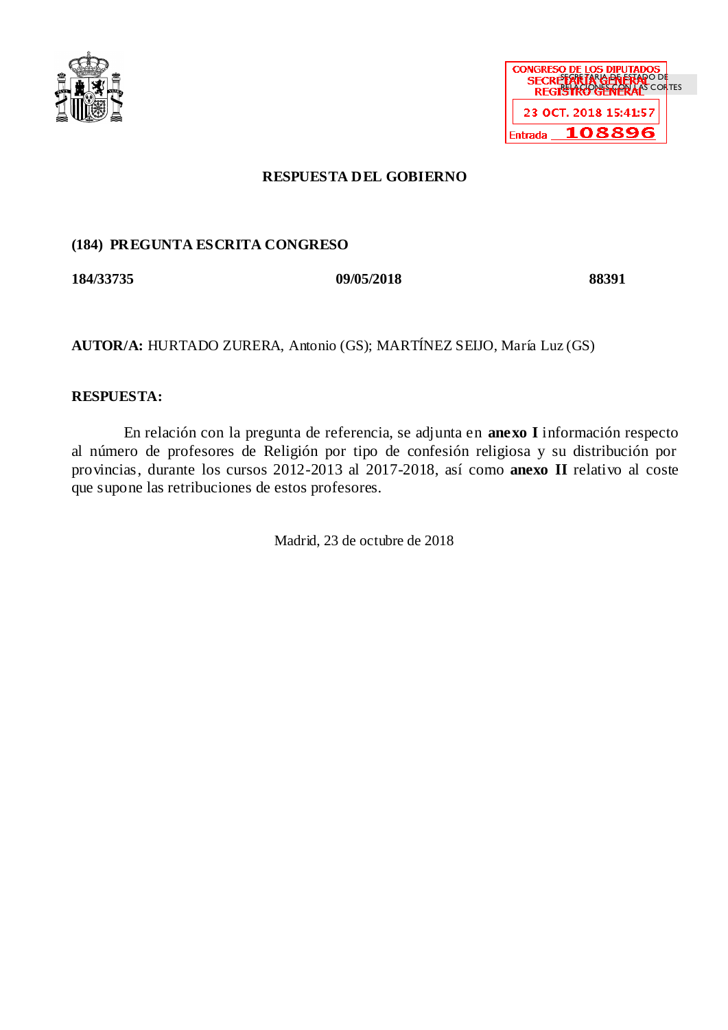CONGRESO DE LOS DIPUTADOS
SECRETARÍA GENERAL
REGISTRO GENERAL
SECRETARÍA DE ESTADO DE RELACIONES CON LAS CORTES

23 OCT. 2018 15:41:57

Entrada 108896

**RESPUESTA DEL GOBIERNO**

**(184) PREGUNTA ESCRITA CONGRESO**

| **184/33735** | **09/05/2018** | **88391** |
|---|---|---|

**AUTOR/A:** HURTADO ZURERA, Antonio (GS); MARTÍNEZ SEIJO, María Luz (GS)

**RESPUESTA:**

En relación con la pregunta de referencia, se adjunta en **anexo I** información respecto al número de profesores de Religión por tipo de confesión religiosa y su distribución por provincias, durante los cursos 2012-2013 al 2017-2018, así como **anexo II** relativo al coste que supone las retribuciones de estos profesores.

Madrid, 23 de octubre de 2018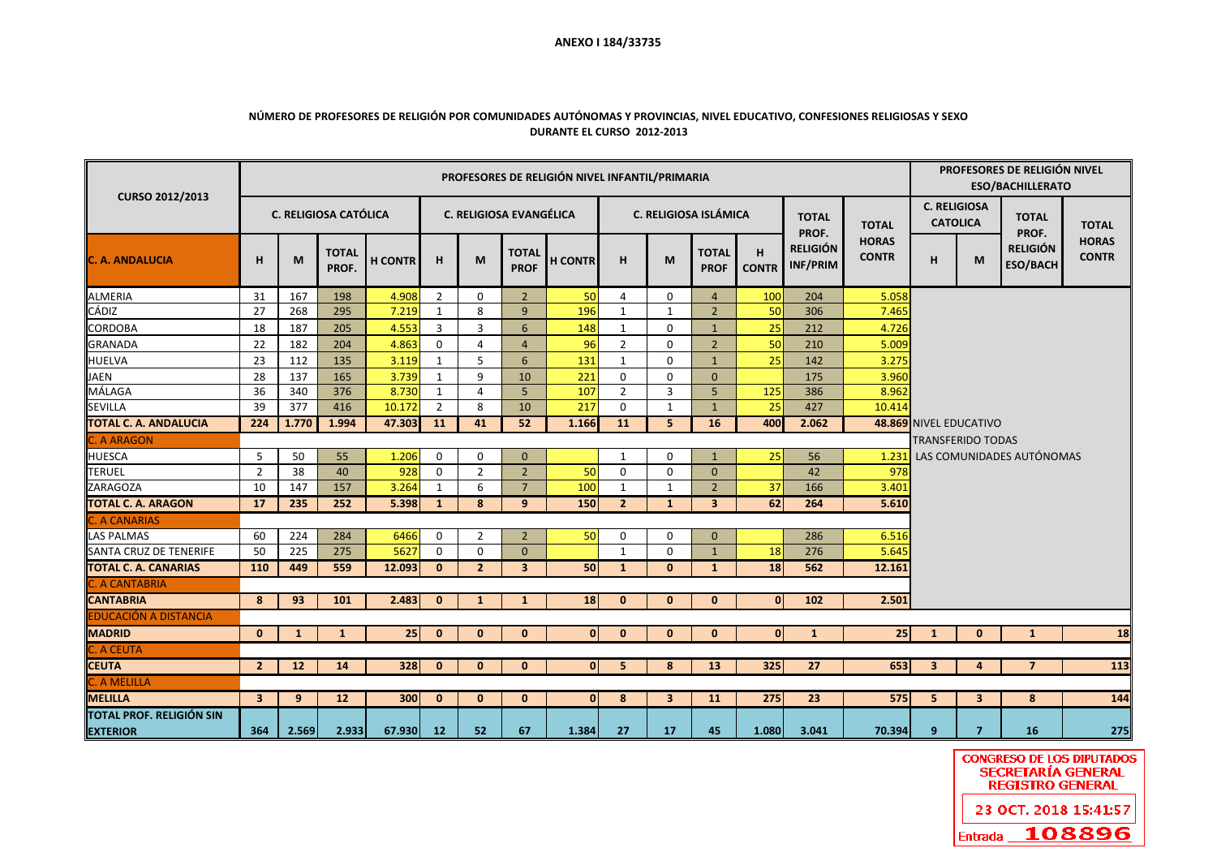ANEXO I 184/33735

**NÚMERO DE PROFESORES DE RELIGIÓN POR COMUNIDADES AUTÓNOMAS Y PROVINCIAS, NIVEL EDUCATIVO, CONFESIONES RELIGIOSAS Y SEXO DURANTE EL CURSO 2012-2013**

| CURSO 2012/2013 | PROFESORES DE RELIGIÓN NIVEL INFANTIL/PRIMARIA | | | | | | | | | | | | | | PROFESORES DE RELIGIÓN NIVEL ESO/BACHILLERATO | | | |
|---|---|---|---|---|---|---|---|---|---|---|---|---|---|---|---|---|---|---|
| | C. RELIGIOSA CATÓLICA | | | | C. RELIGIOSA EVANGÉLICA | | | | C. RELIGIOSA ISLÁMICA | | | | TOTAL PROF. RELIGIÓN INF/PRIM | TOTAL HORAS CONTR | C. RELIGIOSA CATOLICA | | TOTAL PROF. RELIGIÓN ESO/BACH | TOTAL HORAS CONTR |
| **C. A. ANDALUCIA** | H | M | TOTAL PROF. | H CONTR | H | M | TOTAL PROF | H CONTR | H | M | TOTAL PROF | H CONTR | | | H | M | | |
| ALMERIA | 31 | 167 | 198 | 4.908 | 2 | 0 | 2 | 50 | 4 | 0 | 4 | 100 | 204 | 5.058 | | | | |
| CÁDIZ | 27 | 268 | 295 | 7.219 | 1 | 8 | 9 | 196 | 1 | 1 | 2 | 50 | 306 | 7.465 | | | | |
| CORDOBA | 18 | 187 | 205 | 4.553 | 3 | 3 | 6 | 148 | 1 | 0 | 1 | 25 | 212 | 4.726 | | | | |
| GRANADA | 22 | 182 | 204 | 4.863 | 0 | 4 | 4 | 96 | 2 | 0 | 2 | 50 | 210 | 5.009 | | | | |
| HUELVA | 23 | 112 | 135 | 3.119 | 1 | 5 | 6 | 131 | 1 | 0 | 1 | 25 | 142 | 3.275 | | | | |
| JAEN | 28 | 137 | 165 | 3.739 | 1 | 9 | 10 | 221 | 0 | 0 | 0 | | 175 | 3.960 | | | | |
| MÁLAGA | 36 | 340 | 376 | 8.730 | 1 | 4 | 5 | 107 | 2 | 3 | 5 | 125 | 386 | 8.962 | | | | |
| SEVILLA | 39 | 377 | 416 | 10.172 | 2 | 8 | 10 | 217 | 0 | 1 | 1 | 25 | 427 | 10.414 | | | | |
| **TOTAL C. A. ANDALUCIA** | **224** | **1.770** | **1.994** | **47.303** | **11** | **41** | **52** | **1.166** | **11** | **5** | **16** | **400** | **2.062** | **48.869** | NIVEL EDUCATIVO TRANSFERIDO TODAS LAS COMUNIDADES AUTÓNOMAS | | | |
| C. A ARAGON | | | | | | | | | | | | | | | | | | |
| HUESCA | 5 | 50 | 55 | 1.206 | 0 | 0 | 0 | | 1 | 0 | 1 | 25 | 56 | 1.231 | | | | |
| TERUEL | 2 | 38 | 40 | 928 | 0 | 2 | 2 | 50 | 0 | 0 | 0 | | 42 | 978 | | | | |
| ZARAGOZA | 10 | 147 | 157 | 3.264 | 1 | 6 | 7 | 100 | 1 | 1 | 2 | 37 | 166 | 3.401 | | | | |
| **TOTAL C. A. ARAGON** | **17** | **235** | **252** | **5.398** | **1** | **8** | **9** | **150** | **2** | **1** | **3** | **62** | **264** | **5.610** | | | | |
| C. A CANARIAS | | | | | | | | | | | | | | | | | | |
| LAS PALMAS | 60 | 224 | 284 | 6466 | 0 | 2 | 2 | 50 | 0 | 0 | 0 | | 286 | 6.516 | | | | |
| SANTA CRUZ DE TENERIFE | 50 | 225 | 275 | 5627 | 0 | 0 | 0 | | 1 | 0 | 1 | 18 | 276 | 5.645 | | | | |
| **TOTAL C. A. CANARIAS** | **110** | **449** | **559** | **12.093** | **0** | **2** | **3** | **50** | **1** | **0** | **1** | **18** | **562** | **12.161** | | | | |
| C. A CANTABRIA | | | | | | | | | | | | | | | | | | |
| **CANTABRIA** | **8** | **93** | **101** | **2.483** | **0** | **1** | **1** | **18** | **0** | **0** | **0** | **0** | **102** | **2.501** | | | | |
| EDUCACIÓN A DISTANCIA | | | | | | | | | | | | | | | | | | |
| **MADRID** | **0** | **1** | **1** | **25** | **0** | **0** | **0** | **0** | **0** | **0** | **0** | **0** | **1** | **25** | **1** | **0** | **1** | **18** |
| C. A CEUTA | | | | | | | | | | | | | | | | | | |
| **CEUTA** | **2** | **12** | **14** | **328** | **0** | **0** | **0** | **0** | **5** | **8** | **13** | **325** | **27** | **653** | **3** | **4** | **7** | **113** |
| C. A MELILLA | | | | | | | | | | | | | | | | | | |
| **MELILLA** | **3** | **9** | **12** | **300** | **0** | **0** | **0** | **0** | **8** | **3** | **11** | **275** | **23** | **575** | **5** | **3** | **8** | **144** |
| **TOTAL PROF. RELIGIÓN SIN EXTERIOR** | **364** | **2.569** | **2.933** | **67.930** | **12** | **52** | **67** | **1.384** | **27** | **17** | **45** | **1.080** | **3.041** | **70.394** | **9** | **7** | **16** | **275** |

CONGRESO DE LOS DIPUTADOS
SECRETARÍA GENERAL
REGISTRO GENERAL
23 OCT. 2018 15:41:57
Entrada 108896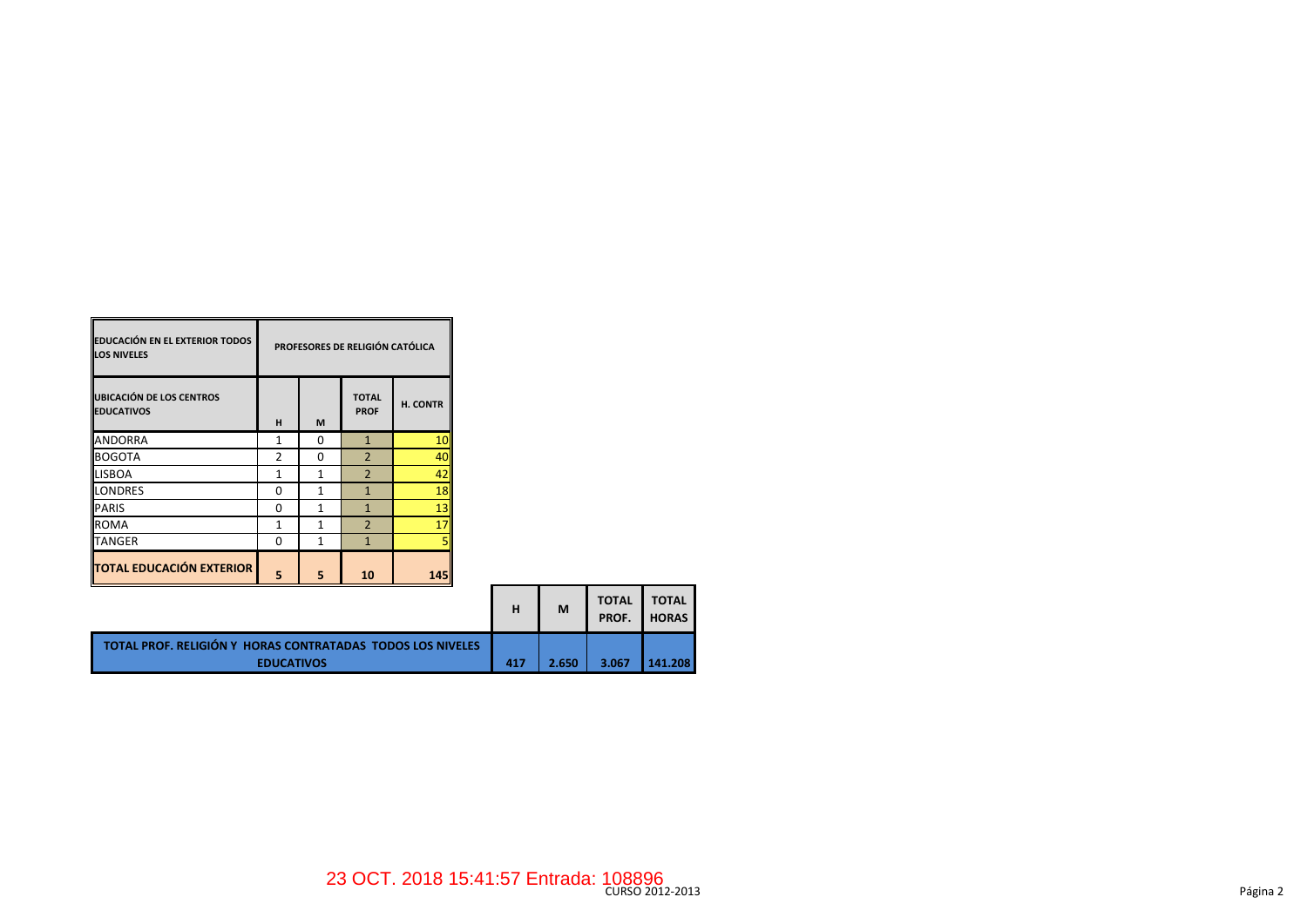| EDUCACIÓN EN EL EXTERIOR TODOS LOS NIVELES | PROFESORES DE RELIGIÓN CATÓLICA | | | |
|---|---|---|---|---|
| **UBICACIÓN DE LOS CENTROS EDUCATIVOS** | **H** | **M** | **TOTAL PROF** | **H. CONTR** |
| ANDORRA | 1 | 0 | 1 | 10 |
| BOGOTA | 2 | 0 | 2 | 40 |
| LISBOA | 1 | 1 | 2 | 42 |
| LONDRES | 0 | 1 | 1 | 18 |
| PARIS | 0 | 1 | 1 | 13 |
| ROMA | 1 | 1 | 2 | 17 |
| TANGER | 0 | 1 | 1 | 5 |
| **TOTAL EDUCACIÓN EXTERIOR** | **5** | **5** | **10** | **145** |

| | H | M | TOTAL PROF. | TOTAL HORAS |
|---|---|---|---|---|
| **TOTAL PROF. RELIGIÓN Y HORAS CONTRATADAS TODOS LOS NIVELES EDUCATIVOS** | **417** | **2.650** | **3.067** | **141.208** |

23 OCT. 2018 15:41:57 Entrada: 108896

CURSO 2012-2013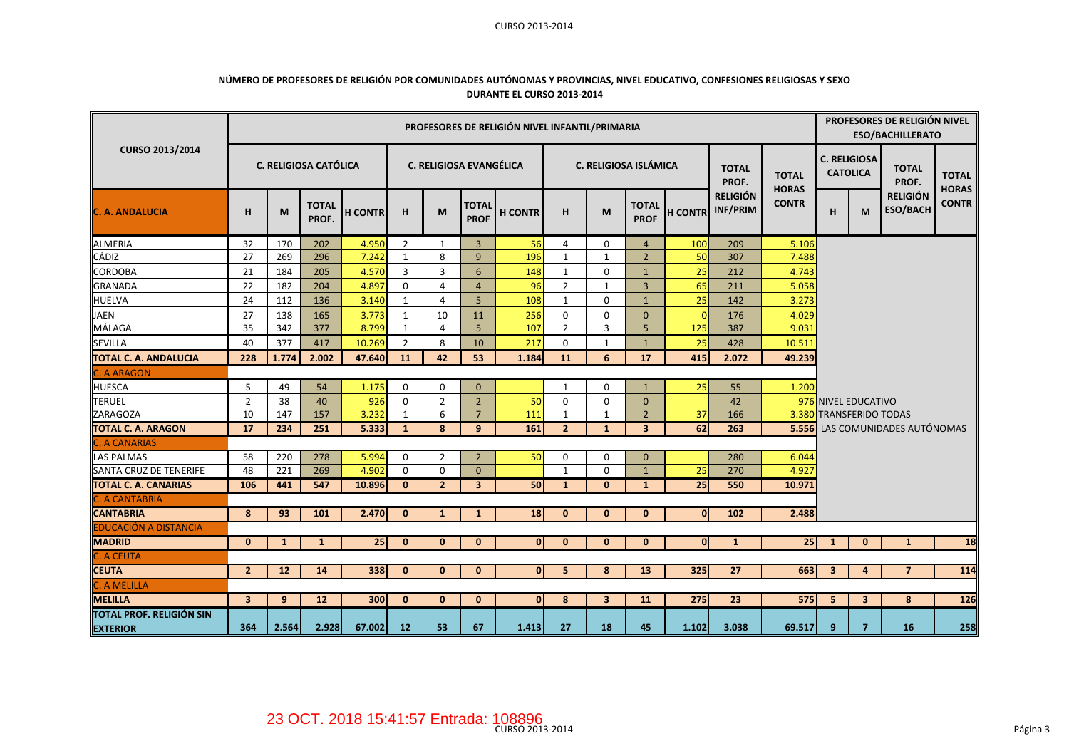## NÚMERO DE PROFESORES DE RELIGIÓN POR COMUNIDADES AUTÓNOMAS Y PROVINCIAS, NIVEL EDUCATIVO, CONFESIONES RELIGIOSAS Y SEXO DURANTE EL CURSO 2013-2014

| CURSO 2013/2014 | PROFESORES DE RELIGIÓN NIVEL INFANTIL/PRIMARIA | | | | | | | | | | | | | | PROFESORES DE RELIGIÓN NIVEL ESO/BACHILLERATO | | | |
|---|---|---|---|---|---|---|---|---|---|---|---|---|---|---|---|---|---|---|
| | C. RELIGIOSA CATÓLICA | | | | C. RELIGIOSA EVANGÉLICA | | | | C. RELIGIOSA ISLÁMICA | | | | TOTAL PROF. RELIGIÓN INF/PRIM | TOTAL HORAS CONTR | C. RELIGIOSA CATOLICA | | TOTAL PROF. RELIGIÓN ESO/BACH | TOTAL HORAS CONTR |
| **C. A. ANDALUCIA** | H | M | TOTAL PROF. | H CONTR | H | M | TOTAL PROF | H CONTR | H | M | TOTAL PROF | H CONTR | | | H | M | | |
| ALMERIA | 32 | 170 | 202 | 4.950 | 2 | 1 | 3 | 56 | 4 | 0 | 4 | 100 | 209 | 5.106 | | | | |
| CÁDIZ | 27 | 269 | 296 | 7.242 | 1 | 8 | 9 | 196 | 1 | 1 | 2 | 50 | 307 | 7.488 | | | | |
| CORDOBA | 21 | 184 | 205 | 4.570 | 3 | 3 | 6 | 148 | 1 | 0 | 1 | 25 | 212 | 4.743 | | | | |
| GRANADA | 22 | 182 | 204 | 4.897 | 0 | 4 | 4 | 96 | 2 | 1 | 3 | 65 | 211 | 5.058 | | | | |
| HUELVA | 24 | 112 | 136 | 3.140 | 1 | 4 | 5 | 108 | 1 | 0 | 1 | 25 | 142 | 3.273 | | | | |
| JAEN | 27 | 138 | 165 | 3.773 | 1 | 10 | 11 | 256 | 0 | 0 | 0 | 0 | 176 | 4.029 | | | | |
| MÁLAGA | 35 | 342 | 377 | 8.799 | 1 | 4 | 5 | 107 | 2 | 3 | 5 | 125 | 387 | 9.031 | | | | |
| SEVILLA | 40 | 377 | 417 | 10.269 | 2 | 8 | 10 | 217 | 0 | 1 | 1 | 25 | 428 | 10.511 | | | | |
| **TOTAL C. A. ANDALUCIA** | **228** | **1.774** | **2.002** | **47.640** | **11** | **42** | **53** | **1.184** | **11** | **6** | **17** | **415** | **2.072** | **49.239** | | | | |
| **C. A ARAGON** | | | | | | | | | | | | | | | | | | |
| HUESCA | 5 | 49 | 54 | 1.175 | 0 | 0 | 0 | | 1 | 0 | 1 | 25 | 55 | 1.200 | | | | |
| TERUEL | 2 | 38 | 40 | 926 | 0 | 2 | 2 | 50 | 0 | 0 | 0 | | 42 | 976 | NIVEL EDUCATIVO | | | |
| ZARAGOZA | 10 | 147 | 157 | 3.232 | 1 | 6 | 7 | 111 | 1 | 1 | 2 | 37 | 166 | 3.380 | TRANSFERIDO TODAS | | | |
| **TOTAL C. A. ARAGON** | **17** | **234** | **251** | **5.333** | **1** | **8** | **9** | **161** | **2** | **1** | **3** | **62** | **263** | **5.556** | LAS COMUNIDADES AUTÓNOMAS | | | |
| **C. A CANARIAS** | | | | | | | | | | | | | | | | | | |
| LAS PALMAS | 58 | 220 | 278 | 5.994 | 0 | 2 | 2 | 50 | 0 | 0 | 0 | | 280 | 6.044 | | | | |
| SANTA CRUZ DE TENERIFE | 48 | 221 | 269 | 4.902 | 0 | 0 | 0 | | 1 | 0 | 1 | 25 | 270 | 4.927 | | | | |
| **TOTAL C. A. CANARIAS** | **106** | **441** | **547** | **10.896** | **0** | **2** | **3** | **50** | **1** | **0** | **1** | **25** | **550** | **10.971** | | | | |
| **C. A CANTABRIA** | | | | | | | | | | | | | | | | | | |
| **CANTABRIA** | **8** | **93** | **101** | **2.470** | **0** | **1** | **1** | **18** | **0** | **0** | **0** | **0** | **102** | **2.488** | | | | |
| **EDUCACIÓN A DISTANCIA** | | | | | | | | | | | | | | | | | | |
| **MADRID** | **0** | **1** | **1** | **25** | **0** | **0** | **0** | **0** | **0** | **0** | **0** | **0** | **1** | **25** | **1** | **0** | **1** | **18** |
| **C. A CEUTA** | | | | | | | | | | | | | | | | | | |
| **CEUTA** | **2** | **12** | **14** | **338** | **0** | **0** | **0** | **0** | **5** | **8** | **13** | **325** | **27** | **663** | **3** | **4** | **7** | **114** |
| **C. A MELILLA** | | | | | | | | | | | | | | | | | | |
| **MELILLA** | **3** | **9** | **12** | **300** | **0** | **0** | **0** | **0** | **8** | **3** | **11** | **275** | **23** | **575** | **5** | **3** | **8** | **126** |
| **TOTAL PROF. RELIGIÓN SIN EXTERIOR** | **364** | **2.564** | **2.928** | **67.002** | **12** | **53** | **67** | **1.413** | **27** | **18** | **45** | **1.102** | **3.038** | **69.517** | **9** | **7** | **16** | **258** |

23 OCT. 2018 15:41:57 Entrada: 108896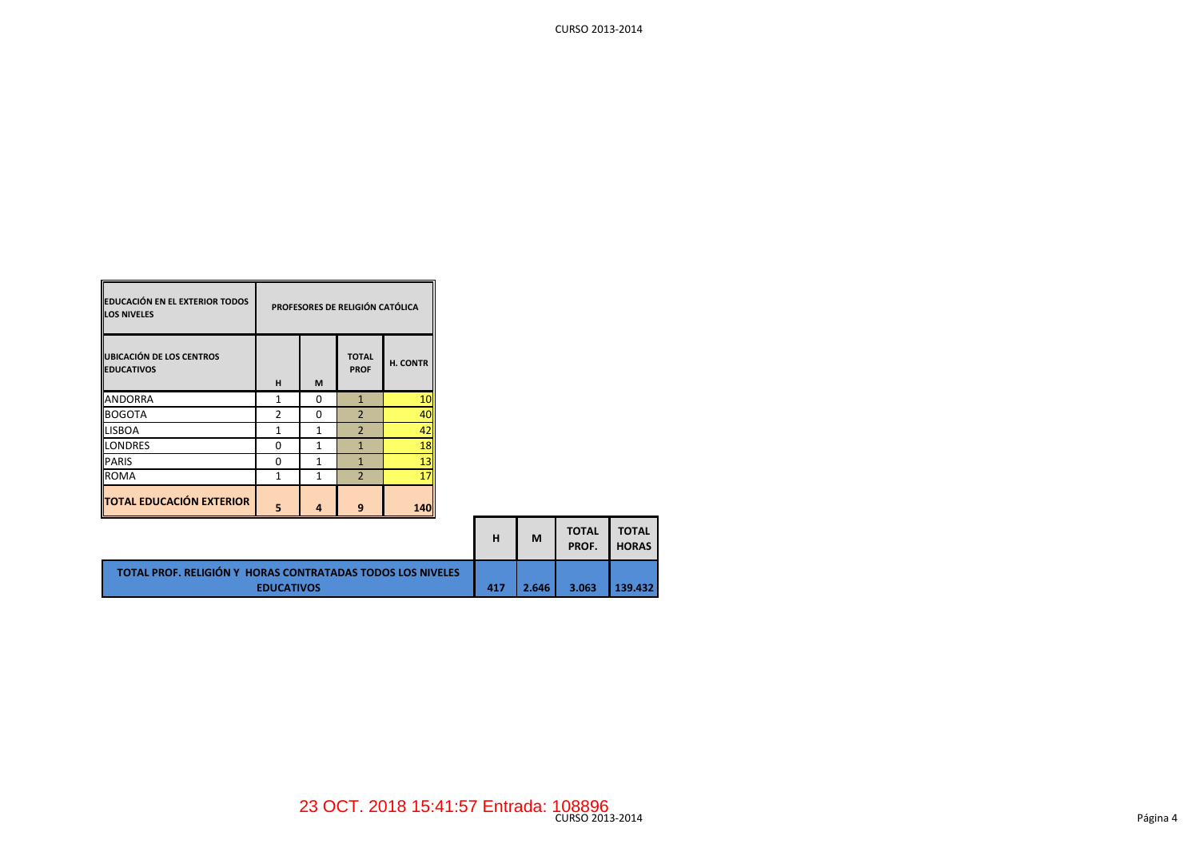| EDUCACIÓN EN EL EXTERIOR TODOS LOS NIVELES | PROFESORES DE RELIGIÓN CATÓLICA | | | |
|---|---|---|---|---|
| UBICACIÓN DE LOS CENTROS EDUCATIVOS | H | M | TOTAL PROF | H. CONTR |
| ANDORRA | 1 | 0 | 1 | 10 |
| BOGOTA | 2 | 0 | 2 | 40 |
| LISBOA | 1 | 1 | 2 | 42 |
| LONDRES | 0 | 1 | 1 | 18 |
| PARIS | 0 | 1 | 1 | 13 |
| ROMA | 1 | 1 | 2 | 17 |
| **TOTAL EDUCACIÓN EXTERIOR** | **5** | **4** | **9** | **140** |

| | H | M | TOTAL PROF. | TOTAL HORAS |
|---|---|---|---|---|
| **TOTAL PROF. RELIGIÓN Y HORAS CONTRATADAS TODOS LOS NIVELES EDUCATIVOS** | **417** | **2.646** | **3.063** | **139.432** |

23 OCT. 2018 15:41:57 Entrada: 108896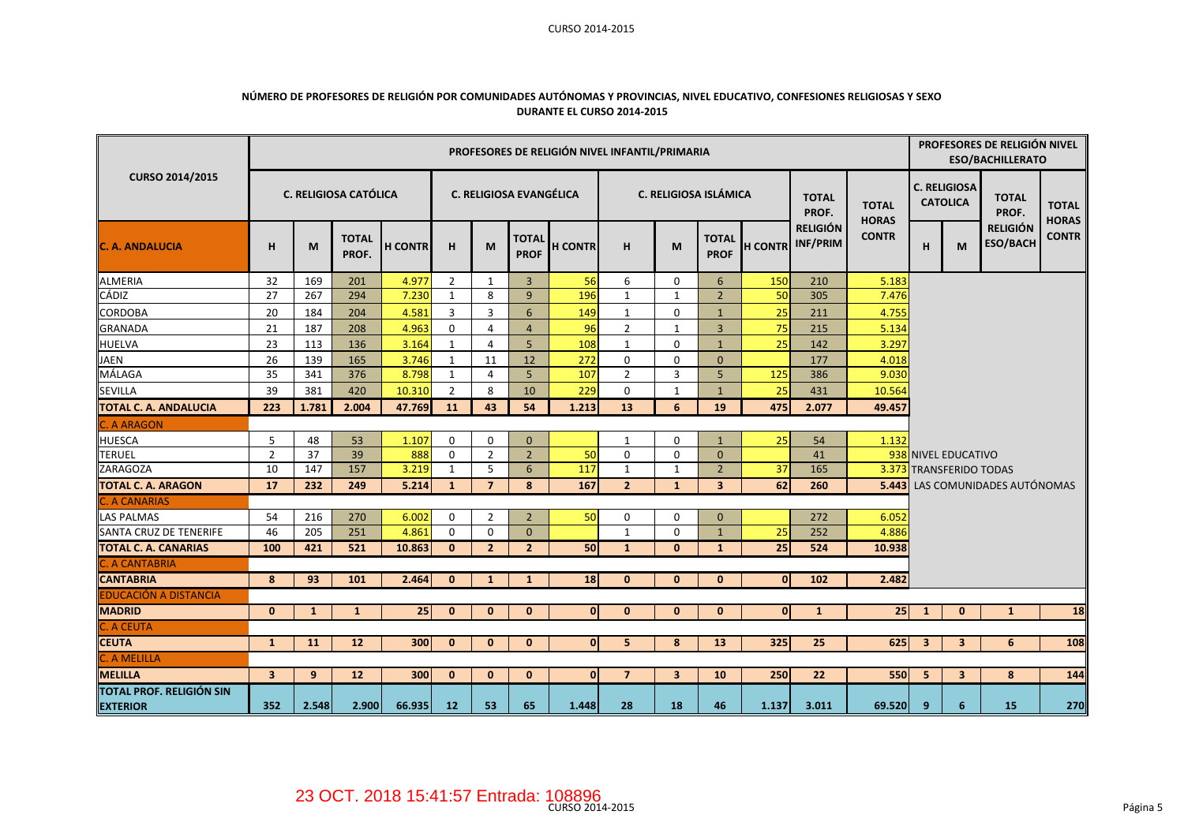## NÚMERO DE PROFESORES DE RELIGIÓN POR COMUNIDADES AUTÓNOMAS Y PROVINCIAS, NIVEL EDUCATIVO, CONFESIONES RELIGIOSAS Y SEXO DURANTE EL CURSO 2014-2015

| CURSO 2014/2015 | PROFESORES DE RELIGIÓN NIVEL INFANTIL/PRIMARIA | | | | | | | | | | | | | | PROFESORES DE RELIGIÓN NIVEL ESO/BACHILLERATO | | | |
|---|---|---|---|---|---|---|---|---|---|---|---|---|---|---|---|---|---|---|
| | C. RELIGIOSA CATÓLICA | | | | C. RELIGIOSA EVANGÉLICA | | | | C. RELIGIOSA ISLÁMICA | | | | TOTAL PROF. RELIGIÓN INF/PRIM | TOTAL HORAS CONTR | C. RELIGIOSA CATOLICA | | TOTAL PROF. RELIGIÓN ESO/BACH | TOTAL HORAS CONTR |
| C. A. ANDALUCIA | H | M | TOTAL PROF. | H CONTR | H | M | TOTAL PROF | H CONTR | H | M | TOTAL PROF | H CONTR | | | H | M | | |
| ALMERIA | 32 | 169 | 201 | 4.977 | 2 | 1 | 3 | 56 | 6 | 0 | 6 | 150 | 210 | 5.183 | | | | |
| CÁDIZ | 27 | 267 | 294 | 7.230 | 1 | 8 | 9 | 196 | 1 | 1 | 2 | 50 | 305 | 7.476 | | | | |
| CORDOBA | 20 | 184 | 204 | 4.581 | 3 | 3 | 6 | 149 | 1 | 0 | 1 | 25 | 211 | 4.755 | | | | |
| GRANADA | 21 | 187 | 208 | 4.963 | 0 | 4 | 4 | 96 | 2 | 1 | 3 | 75 | 215 | 5.134 | | | | |
| HUELVA | 23 | 113 | 136 | 3.164 | 1 | 4 | 5 | 108 | 1 | 0 | 1 | 25 | 142 | 3.297 | | | | |
| JAEN | 26 | 139 | 165 | 3.746 | 1 | 11 | 12 | 272 | 0 | 0 | 0 | | 177 | 4.018 | | | | |
| MÁLAGA | 35 | 341 | 376 | 8.798 | 1 | 4 | 5 | 107 | 2 | 3 | 5 | 125 | 386 | 9.030 | | | | |
| SEVILLA | 39 | 381 | 420 | 10.310 | 2 | 8 | 10 | 229 | 0 | 1 | 1 | 25 | 431 | 10.564 | | | | |
| **TOTAL C. A. ANDALUCIA** | **223** | **1.781** | **2.004** | **47.769** | **11** | **43** | **54** | **1.213** | **13** | **6** | **19** | **475** | **2.077** | **49.457** | | | | |
| C. A ARAGON | | | | | | | | | | | | | | | | | | |
| HUESCA | 5 | 48 | 53 | 1.107 | 0 | 0 | 0 | | 1 | 0 | 1 | 25 | 54 | 1.132 | | | | |
| TERUEL | 2 | 37 | 39 | 888 | 0 | 2 | 2 | 50 | 0 | 0 | 0 | | 41 | 938 | NIVEL EDUCATIVO | | | |
| ZARAGOZA | 10 | 147 | 157 | 3.219 | 1 | 5 | 6 | 117 | 1 | 1 | 2 | 37 | 165 | 3.373 | TRANSFERIDO TODAS | | | |
| **TOTAL C. A. ARAGON** | **17** | **232** | **249** | **5.214** | **1** | **7** | **8** | **167** | **2** | **1** | **3** | **62** | **260** | **5.443** | LAS COMUNIDADES AUTÓNOMAS | | | |
| C. A CANARIAS | | | | | | | | | | | | | | | | | | |
| LAS PALMAS | 54 | 216 | 270 | 6.002 | 0 | 2 | 2 | 50 | 0 | 0 | 0 | | 272 | 6.052 | | | | |
| SANTA CRUZ DE TENERIFE | 46 | 205 | 251 | 4.861 | 0 | 0 | 0 | | 1 | 0 | 1 | 25 | 252 | 4.886 | | | | |
| **TOTAL C. A. CANARIAS** | **100** | **421** | **521** | **10.863** | **0** | **2** | **2** | **50** | **1** | **0** | **1** | **25** | **524** | **10.938** | | | | |
| C. A CANTABRIA | | | | | | | | | | | | | | | | | | |
| **CANTABRIA** | **8** | **93** | **101** | **2.464** | **0** | **1** | **1** | **18** | **0** | **0** | **0** | **0** | **102** | **2.482** | | | | |
| EDUCACIÓN A DISTANCIA | | | | | | | | | | | | | | | | | | |
| **MADRID** | **0** | **1** | **1** | **25** | **0** | **0** | **0** | **0** | **0** | **0** | **0** | **0** | **1** | **25** | **1** | **0** | **1** | **18** |
| C. A CEUTA | | | | | | | | | | | | | | | | | | |
| **CEUTA** | **1** | **11** | **12** | **300** | **0** | **0** | **0** | **0** | **5** | **8** | **13** | **325** | **25** | **625** | **3** | **3** | **6** | **108** |
| C. A MELILLA | | | | | | | | | | | | | | | | | | |
| **MELILLA** | **3** | **9** | **12** | **300** | **0** | **0** | **0** | **0** | **7** | **3** | **10** | **250** | **22** | **550** | **5** | **3** | **8** | **144** |
| **TOTAL PROF. RELIGIÓN SIN EXTERIOR** | **352** | **2.548** | **2.900** | **66.935** | **12** | **53** | **65** | **1.448** | **28** | **18** | **46** | **1.137** | **3.011** | **69.520** | **9** | **6** | **15** | **270** |

23 OCT. 2018 15:41:57 Entrada: 108896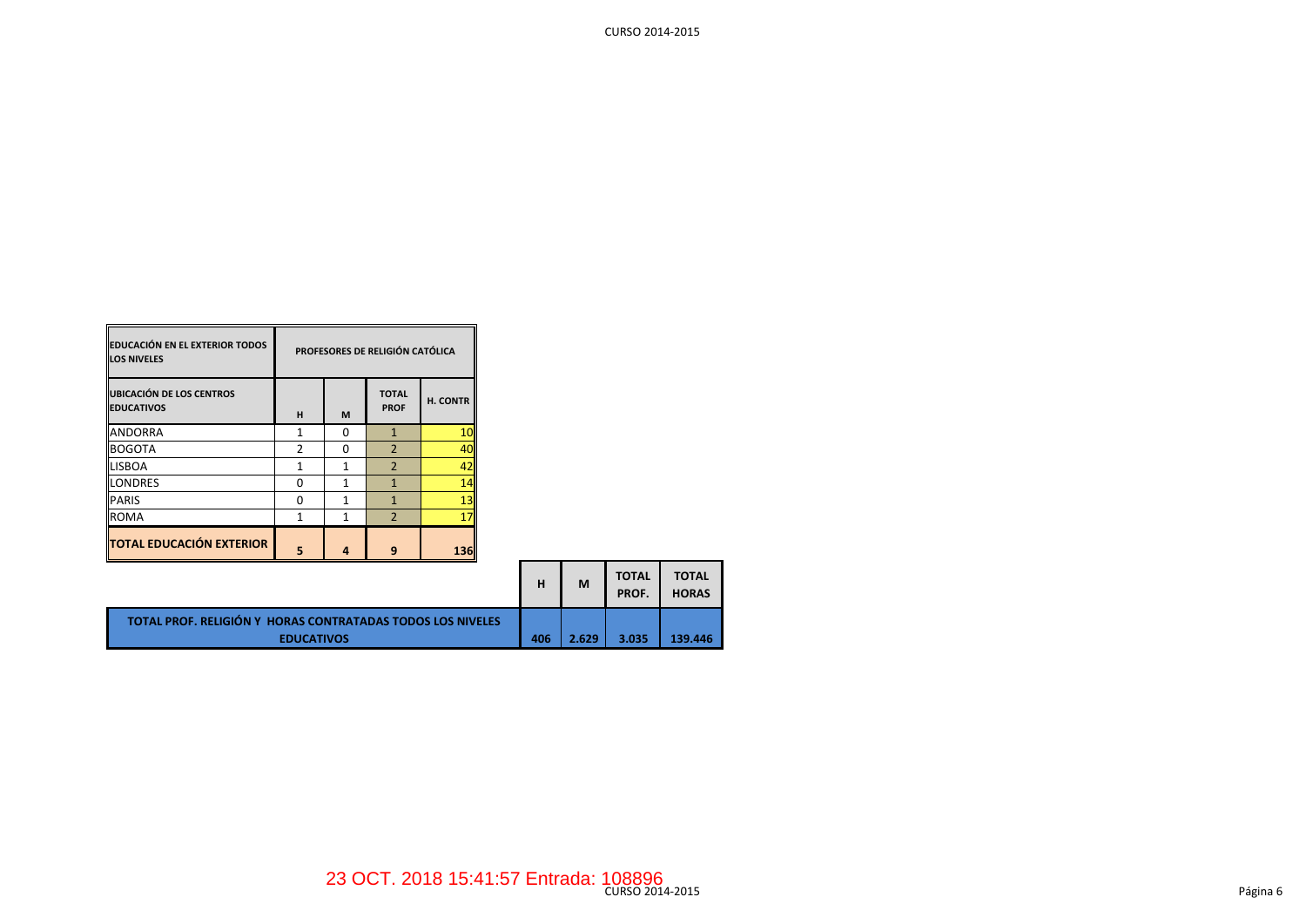| EDUCACIÓN EN EL EXTERIOR TODOS LOS NIVELES | PROFESORES DE RELIGIÓN CATÓLICA | | | |
|---|---|---|---|---|
| UBICACIÓN DE LOS CENTROS EDUCATIVOS | H | M | TOTAL PROF | H. CONTR |
| ANDORRA | 1 | 0 | 1 | 10 |
| BOGOTA | 2 | 0 | 2 | 40 |
| LISBOA | 1 | 1 | 2 | 42 |
| LONDRES | 0 | 1 | 1 | 14 |
| PARIS | 0 | 1 | 1 | 13 |
| ROMA | 1 | 1 | 2 | 17 |
| **TOTAL EDUCACIÓN EXTERIOR** | **5** | **4** | **9** | **136** |

| | H | M | TOTAL PROF. | TOTAL HORAS |
|---|---|---|---|---|
| **TOTAL PROF. RELIGIÓN Y HORAS CONTRATADAS TODOS LOS NIVELES EDUCATIVOS** | **406** | **2.629** | **3.035** | **139.446** |

23 OCT. 2018 15:41:57 Entrada: 108896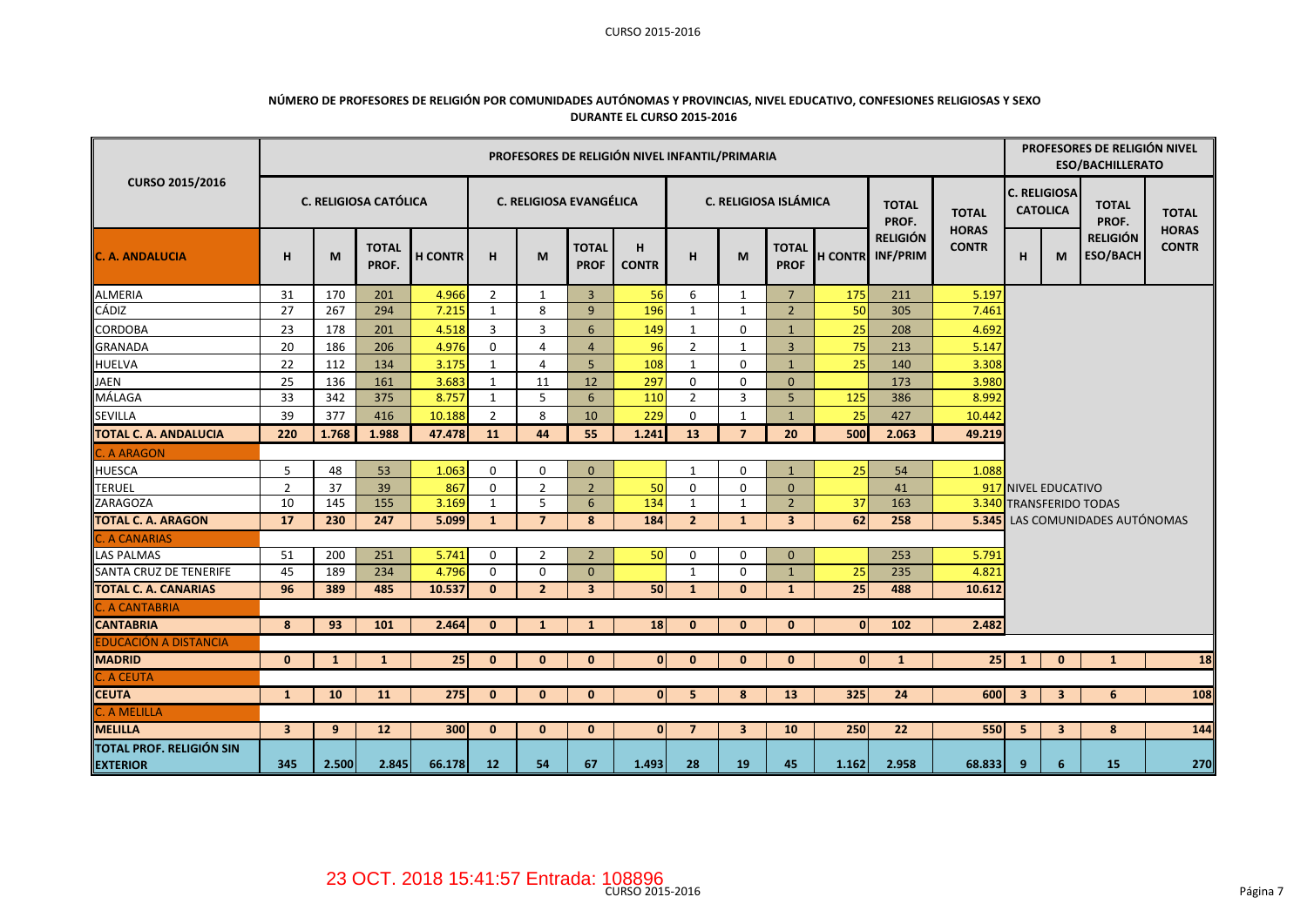**NÚMERO DE PROFESORES DE RELIGIÓN POR COMUNIDADES AUTÓNOMAS Y PROVINCIAS, NIVEL EDUCATIVO, CONFESIONES RELIGIOSAS Y SEXO DURANTE EL CURSO 2015-2016**

| CURSO 2015/2016 | PROFESORES DE RELIGIÓN NIVEL INFANTIL/PRIMARIA | | | | | | | | | | | | | | PROFESORES DE RELIGIÓN NIVEL ESO/BACHILLERATO | | | |
|---|---|---|---|---|---|---|---|---|---|---|---|---|---|---|---|---|---|---|
| | C. RELIGIOSA CATÓLICA | | | | C. RELIGIOSA EVANGÉLICA | | | | C. RELIGIOSA ISLÁMICA | | | | TOTAL PROF. RELIGIÓN INF/PRIM | TOTAL HORAS CONTR | C. RELIGIOSA CATOLICA | | TOTAL PROF. RELIGIÓN ESO/BACH | TOTAL HORAS CONTR |
| C. A. ANDALUCIA | H | M | TOTAL PROF. | H CONTR | H | M | TOTAL PROF | H CONTR | H | M | TOTAL PROF | H CONTR | | | H | M | | |
| ALMERIA | 31 | 170 | 201 | 4.966 | 2 | 1 | 3 | 56 | 6 | 1 | 7 | 175 | 211 | 5.197 | | | | |
| CÁDIZ | 27 | 267 | 294 | 7.215 | 1 | 8 | 9 | 196 | 1 | 1 | 2 | 50 | 305 | 7.461 | | | | |
| CORDOBA | 23 | 178 | 201 | 4.518 | 3 | 3 | 6 | 149 | 1 | 0 | 1 | 25 | 208 | 4.692 | | | | |
| GRANADA | 20 | 186 | 206 | 4.976 | 0 | 4 | 4 | 96 | 2 | 1 | 3 | 75 | 213 | 5.147 | | | | |
| HUELVA | 22 | 112 | 134 | 3.175 | 1 | 4 | 5 | 108 | 1 | 0 | 1 | 25 | 140 | 3.308 | | | | |
| JAEN | 25 | 136 | 161 | 3.683 | 1 | 11 | 12 | 297 | 0 | 0 | 0 | | 173 | 3.980 | | | | |
| MÁLAGA | 33 | 342 | 375 | 8.757 | 1 | 5 | 6 | 110 | 2 | 3 | 5 | 125 | 386 | 8.992 | | | | |
| SEVILLA | 39 | 377 | 416 | 10.188 | 2 | 8 | 10 | 229 | 0 | 1 | 1 | 25 | 427 | 10.442 | | | | |
| **TOTAL C. A. ANDALUCIA** | **220** | **1.768** | **1.988** | **47.478** | **11** | **44** | **55** | **1.241** | **13** | **7** | **20** | **500** | **2.063** | **49.219** | | | | |
| C. A ARAGON | | | | | | | | | | | | | | | | | | |
| HUESCA | 5 | 48 | 53 | 1.063 | 0 | 0 | 0 | | 1 | 0 | 1 | 25 | 54 | 1.088 | | | | |
| TERUEL | 2 | 37 | 39 | 867 | 0 | 2 | 2 | 50 | 0 | 0 | 0 | | 41 | 917 | NIVEL EDUCATIVO | | | |
| ZARAGOZA | 10 | 145 | 155 | 3.169 | 1 | 5 | 6 | 134 | 1 | 1 | 2 | 37 | 163 | 3.340 | TRANSFERIDO TODAS | | | |
| **TOTAL C. A. ARAGON** | **17** | **230** | **247** | **5.099** | **1** | **7** | **8** | **184** | **2** | **1** | **3** | **62** | **258** | **5.345** | LAS COMUNIDADES AUTÓNOMAS | | | |
| C. A CANARIAS | | | | | | | | | | | | | | | | | | |
| LAS PALMAS | 51 | 200 | 251 | 5.741 | 0 | 2 | 2 | 50 | 0 | 0 | 0 | | 253 | 5.791 | | | | |
| SANTA CRUZ DE TENERIFE | 45 | 189 | 234 | 4.796 | 0 | 0 | 0 | | 1 | 0 | 1 | 25 | 235 | 4.821 | | | | |
| **TOTAL C. A. CANARIAS** | **96** | **389** | **485** | **10.537** | **0** | **2** | **3** | **50** | **1** | **0** | **1** | **25** | **488** | **10.612** | | | | |
| C. A CANTABRIA | | | | | | | | | | | | | | | | | | |
| **CANTABRIA** | **8** | **93** | **101** | **2.464** | **0** | **1** | **1** | **18** | **0** | **0** | **0** | **0** | **102** | **2.482** | | | | |
| EDUCACIÓN A DISTANCIA | | | | | | | | | | | | | | | | | | |
| **MADRID** | **0** | **1** | **1** | **25** | **0** | **0** | **0** | **0** | **0** | **0** | **0** | **0** | **1** | **25** | **1** | **0** | **1** | **18** |
| C. A CEUTA | | | | | | | | | | | | | | | | | | |
| **CEUTA** | **1** | **10** | **11** | **275** | **0** | **0** | **0** | **0** | **5** | **8** | **13** | **325** | **24** | **600** | **3** | **3** | **6** | **108** |
| C. A MELILLA | | | | | | | | | | | | | | | | | | |
| **MELILLA** | **3** | **9** | **12** | **300** | **0** | **0** | **0** | **0** | **7** | **3** | **10** | **250** | **22** | **550** | **5** | **3** | **8** | **144** |
| **TOTAL PROF. RELIGIÓN SIN EXTERIOR** | **345** | **2.500** | **2.845** | **66.178** | **12** | **54** | **67** | **1.493** | **28** | **19** | **45** | **1.162** | **2.958** | **68.833** | **9** | **6** | **15** | **270** |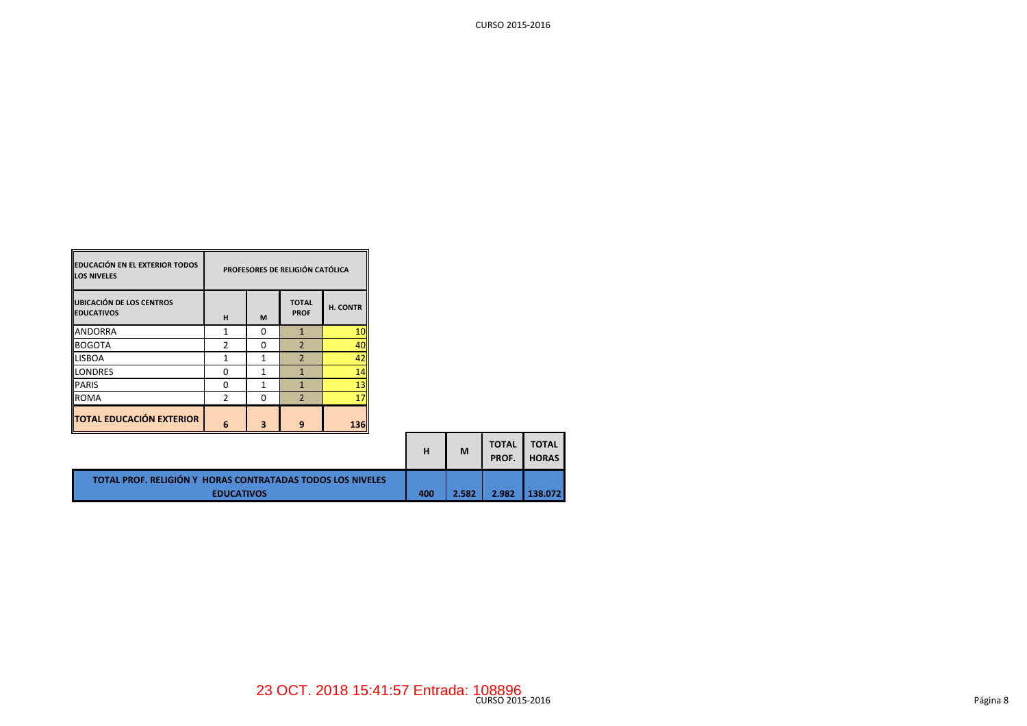| EDUCACIÓN EN EL EXTERIOR TODOS LOS NIVELES | PROFESORES DE RELIGIÓN CATÓLICA | | | |
|---|---|---|---|---|
| UBICACIÓN DE LOS CENTROS EDUCATIVOS | H | M | TOTAL PROF | H. CONTR |
| ANDORRA | 1 | 0 | 1 | 10 |
| BOGOTA | 2 | 0 | 2 | 40 |
| LISBOA | 1 | 1 | 2 | 42 |
| LONDRES | 0 | 1 | 1 | 14 |
| PARIS | 0 | 1 | 1 | 13 |
| ROMA | 2 | 0 | 2 | 17 |
| **TOTAL EDUCACIÓN EXTERIOR** | **6** | **3** | **9** | **136** |

| | H | M | TOTAL PROF. | TOTAL HORAS |
|---|---|---|---|---|
| **TOTAL PROF. RELIGIÓN Y HORAS CONTRATADAS TODOS LOS NIVELES EDUCATIVOS** | **400** | **2.582** | **2.982** | **138.072** |

23 OCT. 2018 15:41:57 Entrada: 108896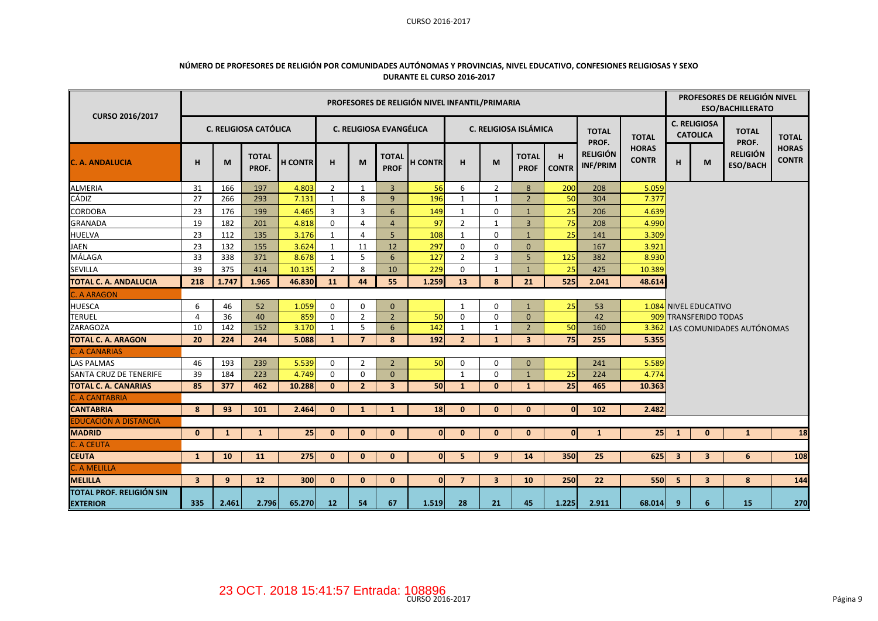## NÚMERO DE PROFESORES DE RELIGIÓN POR COMUNIDADES AUTÓNOMAS Y PROVINCIAS, NIVEL EDUCATIVO, CONFESIONES RELIGIOSAS Y SEXO DURANTE EL CURSO 2016-2017

| CURSO 2016/2017 | PROFESORES DE RELIGIÓN NIVEL INFANTIL/PRIMARIA | | | | | | | | | | | | | | PROFESORES DE RELIGIÓN NIVEL ESO/BACHILLERATO | | | |
|---|---|---|---|---|---|---|---|---|---|---|---|---|---|---|---|---|---|---|
| | C. RELIGIOSA CATÓLICA | | | | C. RELIGIOSA EVANGÉLICA | | | | C. RELIGIOSA ISLÁMICA | | | | TOTAL PROF. RELIGIÓN INF/PRIM | TOTAL HORAS CONTR | C. RELIGIOSA CATOLICA | | TOTAL PROF. RELIGIÓN ESO/BACH | TOTAL HORAS CONTR |
| **C. A. ANDALUCIA** | H | M | TOTAL PROF. | H CONTR | H | M | TOTAL PROF | H CONTR | H | M | TOTAL PROF | H CONTR | | | H | M | | |
| ALMERIA | 31 | 166 | 197 | 4.803 | 2 | 1 | 3 | 56 | 6 | 2 | 8 | 200 | 208 | 5.059 | | | | |
| CÁDIZ | 27 | 266 | 293 | 7.131 | 1 | 8 | 9 | 196 | 1 | 1 | 2 | 50 | 304 | 7.377 | | | | |
| CORDOBA | 23 | 176 | 199 | 4.465 | 3 | 3 | 6 | 149 | 1 | 0 | 1 | 25 | 206 | 4.639 | | | | |
| GRANADA | 19 | 182 | 201 | 4.818 | 0 | 4 | 4 | 97 | 2 | 1 | 3 | 75 | 208 | 4.990 | | | | |
| HUELVA | 23 | 112 | 135 | 3.176 | 1 | 4 | 5 | 108 | 1 | 0 | 1 | 25 | 141 | 3.309 | | | | |
| JAEN | 23 | 132 | 155 | 3.624 | 1 | 11 | 12 | 297 | 0 | 0 | 0 | | 167 | 3.921 | | | | |
| MÁLAGA | 33 | 338 | 371 | 8.678 | 1 | 5 | 6 | 127 | 2 | 3 | 5 | 125 | 382 | 8.930 | | | | |
| SEVILLA | 39 | 375 | 414 | 10.135 | 2 | 8 | 10 | 229 | 0 | 1 | 1 | 25 | 425 | 10.389 | | | | |
| **TOTAL C. A. ANDALUCIA** | **218** | **1.747** | **1.965** | **46.830** | **11** | **44** | **55** | **1.259** | **13** | **8** | **21** | **525** | **2.041** | **48.614** | | | | |
| C. A ARAGON | | | | | | | | | | | | | | | | | | |
| HUESCA | 6 | 46 | 52 | 1.059 | 0 | 0 | 0 | | 1 | 0 | 1 | 25 | 53 | 1.084 | NIVEL EDUCATIVO | | | |
| TERUEL | 4 | 36 | 40 | 859 | 0 | 2 | 2 | 50 | 0 | 0 | 0 | | 42 | 909 | TRANSFERIDO TODAS | | | |
| ZARAGOZA | 10 | 142 | 152 | 3.170 | 1 | 5 | 6 | 142 | 1 | 1 | 2 | 50 | 160 | 3.362 | LAS COMUNIDADES AUTÓNOMAS | | | |
| **TOTAL C. A. ARAGON** | **20** | **224** | **244** | **5.088** | **1** | **7** | **8** | **192** | **2** | **1** | **3** | **75** | **255** | **5.355** | | | | |
| C. A CANARIAS | | | | | | | | | | | | | | | | | | |
| LAS PALMAS | 46 | 193 | 239 | 5.539 | 0 | 2 | 2 | 50 | 0 | 0 | 0 | | 241 | 5.589 | | | | |
| SANTA CRUZ DE TENERIFE | 39 | 184 | 223 | 4.749 | 0 | 0 | 0 | | 1 | 0 | 1 | 25 | 224 | 4.774 | | | | |
| **TOTAL C. A. CANARIAS** | **85** | **377** | **462** | **10.288** | **0** | **2** | **3** | **50** | **1** | **0** | **1** | **25** | **465** | **10.363** | | | | |
| C. A CANTABRIA | | | | | | | | | | | | | | | | | | |
| **CANTABRIA** | **8** | **93** | **101** | **2.464** | **0** | **1** | **1** | **18** | **0** | **0** | **0** | **0** | **102** | **2.482** | | | | |
| EDUCACIÓN A DISTANCIA | | | | | | | | | | | | | | | | | | |
| **MADRID** | **0** | **1** | **1** | **25** | **0** | **0** | **0** | **0** | **0** | **0** | **0** | **0** | **1** | **25** | **1** | **0** | **1** | **18** |
| C. A CEUTA | | | | | | | | | | | | | | | | | | |
| **CEUTA** | **1** | **10** | **11** | **275** | **0** | **0** | **0** | **0** | **5** | **9** | **14** | **350** | **25** | **625** | **3** | **3** | **6** | **108** |
| C. A MELILLA | | | | | | | | | | | | | | | | | | |
| **MELILLA** | **3** | **9** | **12** | **300** | **0** | **0** | **0** | **0** | **7** | **3** | **10** | **250** | **22** | **550** | **5** | **3** | **8** | **144** |
| **TOTAL PROF. RELIGIÓN SIN EXTERIOR** | **335** | **2.461** | **2.796** | **65.270** | **12** | **54** | **67** | **1.519** | **28** | **21** | **45** | **1.225** | **2.911** | **68.014** | **9** | **6** | **15** | **270** |

23 OCT. 2018 15:41:57 Entrada: 108896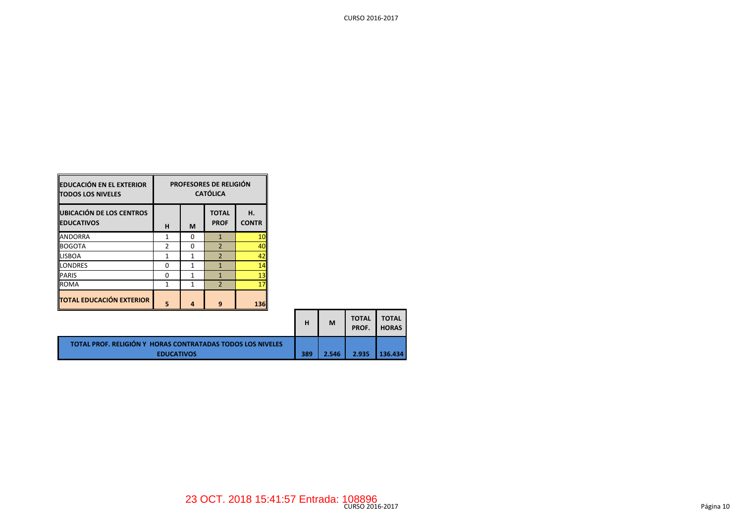| EDUCACIÓN EN EL EXTERIOR TODOS LOS NIVELES | PROFESORES DE RELIGIÓN CATÓLICA | | | |
|---|---|---|---|---|
| UBICACIÓN DE LOS CENTROS EDUCATIVOS | H | M | TOTAL PROF | H. CONTR |
| ANDORRA | 1 | 0 | 1 | 10 |
| BOGOTA | 2 | 0 | 2 | 40 |
| LISBOA | 1 | 1 | 2 | 42 |
| LONDRES | 0 | 1 | 1 | 14 |
| PARIS | 0 | 1 | 1 | 13 |
| ROMA | 1 | 1 | 2 | 17 |
| TOTAL EDUCACIÓN EXTERIOR | 5 | 4 | 9 | 136 |

| | H | M | TOTAL PROF. | TOTAL HORAS |
|---|---|---|---|---|
| TOTAL PROF. RELIGIÓN Y HORAS CONTRATADAS TODOS LOS NIVELES EDUCATIVOS | 389 | 2.546 | 2.935 | 136.434 |

23 OCT. 2018 15:41:57 Entrada: 108896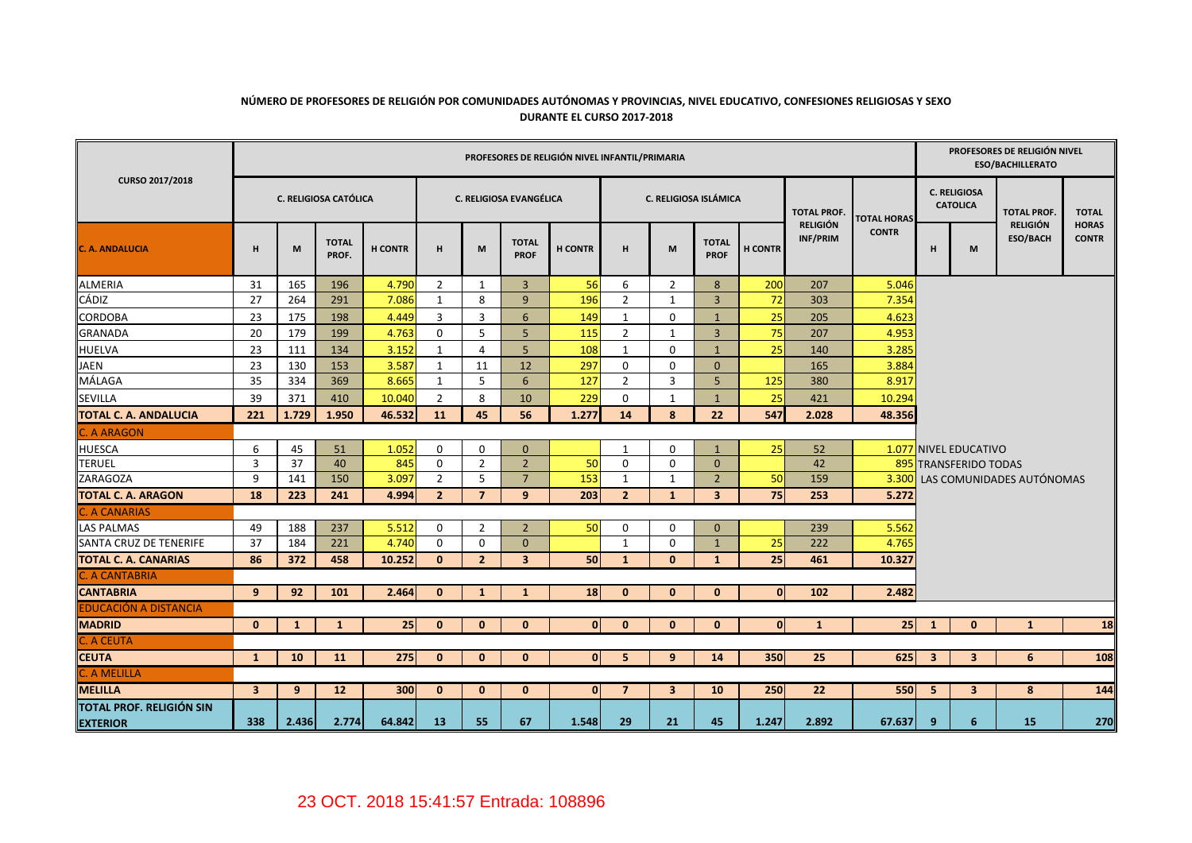**NÚMERO DE PROFESORES DE RELIGIÓN POR COMUNIDADES AUTÓNOMAS Y PROVINCIAS, NIVEL EDUCATIVO, CONFESIONES RELIGIOSAS Y SEXO DURANTE EL CURSO 2017-2018**

| CURSO 2017/2018 | PROFESORES DE RELIGIÓN NIVEL INFANTIL/PRIMARIA | | | | | | | | | | | | | | PROFESORES DE RELIGIÓN NIVEL ESO/BACHILLERATO | | | |
|---|---|---|---|---|---|---|---|---|---|---|---|---|---|---|---|---|---|---|
| | C. RELIGIOSA CATÓLICA | | | | C. RELIGIOSA EVANGÉLICA | | | | C. RELIGIOSA ISLÁMICA | | | | TOTAL PROF. RELIGIÓN INF/PRIM | TOTAL HORAS CONTR | C. RELIGIOSA CATOLICA | | TOTAL PROF. RELIGIÓN ESO/BACH | TOTAL HORAS CONTR |
| **C. A. ANDALUCIA** | H | M | TOTAL PROF. | H CONTR | H | M | TOTAL PROF | H CONTR | H | M | TOTAL PROF | H CONTR | | | H | M | | |
| ALMERIA | 31 | 165 | 196 | 4.790 | 2 | 1 | 3 | 56 | 6 | 2 | 8 | 200 | 207 | 5.046 | | | | |
| CÁDIZ | 27 | 264 | 291 | 7.086 | 1 | 8 | 9 | 196 | 2 | 1 | 3 | 72 | 303 | 7.354 | | | | |
| CORDOBA | 23 | 175 | 198 | 4.449 | 3 | 3 | 6 | 149 | 1 | 0 | 1 | 25 | 205 | 4.623 | | | | |
| GRANADA | 20 | 179 | 199 | 4.763 | 0 | 5 | 5 | 115 | 2 | 1 | 3 | 75 | 207 | 4.953 | | | | |
| HUELVA | 23 | 111 | 134 | 3.152 | 1 | 4 | 5 | 108 | 1 | 0 | 1 | 25 | 140 | 3.285 | | | | |
| JAEN | 23 | 130 | 153 | 3.587 | 1 | 11 | 12 | 297 | 0 | 0 | 0 | | 165 | 3.884 | | | | |
| MÁLAGA | 35 | 334 | 369 | 8.665 | 1 | 5 | 6 | 127 | 2 | 3 | 5 | 125 | 380 | 8.917 | | | | |
| SEVILLA | 39 | 371 | 410 | 10.040 | 2 | 8 | 10 | 229 | 0 | 1 | 1 | 25 | 421 | 10.294 | | | | |
| **TOTAL C. A. ANDALUCIA** | **221** | **1.729** | **1.950** | **46.532** | **11** | **45** | **56** | **1.277** | **14** | **8** | **22** | **547** | **2.028** | **48.356** | | | | |
| C. A ARAGON | | | | | | | | | | | | | | | | | | |
| HUESCA | 6 | 45 | 51 | 1.052 | 0 | 0 | 0 | | 1 | 0 | 1 | 25 | 52 | 1.077 | NIVEL EDUCATIVO | | | |
| TERUEL | 3 | 37 | 40 | 845 | 0 | 2 | 2 | 50 | 0 | 0 | 0 | | 42 | 895 | TRANSFERIDO TODAS | | | |
| ZARAGOZA | 9 | 141 | 150 | 3.097 | 2 | 5 | 7 | 153 | 1 | 1 | 2 | 50 | 159 | 3.300 | LAS COMUNIDADES AUTÓNOMAS | | | |
| **TOTAL C. A. ARAGON** | **18** | **223** | **241** | **4.994** | **2** | **7** | **9** | **203** | **2** | **1** | **3** | **75** | **253** | **5.272** | | | | |
| C. A CANARIAS | | | | | | | | | | | | | | | | | | |
| LAS PALMAS | 49 | 188 | 237 | 5.512 | 0 | 2 | 2 | 50 | 0 | 0 | 0 | | 239 | 5.562 | | | | |
| SANTA CRUZ DE TENERIFE | 37 | 184 | 221 | 4.740 | 0 | 0 | 0 | | 1 | 0 | 1 | 25 | 222 | 4.765 | | | | |
| **TOTAL C. A. CANARIAS** | **86** | **372** | **458** | **10.252** | **0** | **2** | **3** | **50** | **1** | **0** | **1** | **25** | **461** | **10.327** | | | | |
| C. A CANTABRIA | | | | | | | | | | | | | | | | | | |
| **CANTABRIA** | **9** | **92** | **101** | **2.464** | **0** | **1** | **1** | **18** | **0** | **0** | **0** | **0** | **102** | **2.482** | | | | |
| EDUCACIÓN A DISTANCIA | | | | | | | | | | | | | | | | | | |
| **MADRID** | **0** | **1** | **1** | **25** | **0** | **0** | **0** | **0** | **0** | **0** | **0** | **0** | **1** | **25** | **1** | **0** | **1** | **18** |
| C. A CEUTA | | | | | | | | | | | | | | | | | | |
| **CEUTA** | **1** | **10** | **11** | **275** | **0** | **0** | **0** | **0** | **5** | **9** | **14** | **350** | **25** | **625** | **3** | **3** | **6** | **108** |
| C. A MELILLA | | | | | | | | | | | | | | | | | | |
| **MELILLA** | **3** | **9** | **12** | **300** | **0** | **0** | **0** | **0** | **7** | **3** | **10** | **250** | **22** | **550** | **5** | **3** | **8** | **144** |
| **TOTAL PROF. RELIGIÓN SIN EXTERIOR** | **338** | **2.436** | **2.774** | **64.842** | **13** | **55** | **67** | **1.548** | **29** | **21** | **45** | **1.247** | **2.892** | **67.637** | **9** | **6** | **15** | **270** |

23 OCT. 2018 15:41:57 Entrada: 108896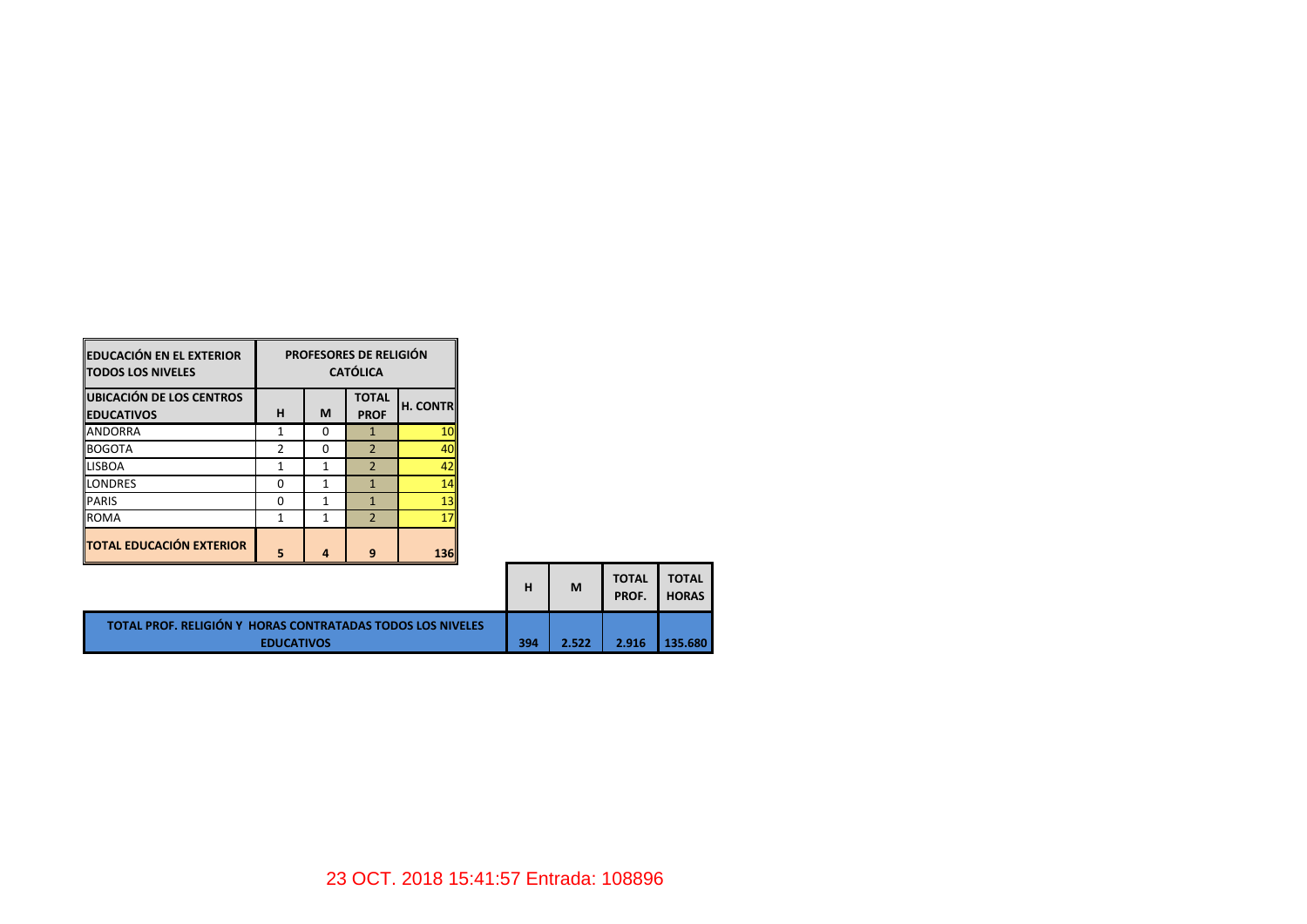| EDUCACIÓN EN EL EXTERIOR TODOS LOS NIVELES | PROFESORES DE RELIGIÓN CATÓLICA | | | |
|---|---|---|---|---|
| UBICACIÓN DE LOS CENTROS EDUCATIVOS | H | M | TOTAL PROF | H. CONTR |
| ANDORRA | 1 | 0 | 1 | 10 |
| BOGOTA | 2 | 0 | 2 | 40 |
| LISBOA | 1 | 1 | 2 | 42 |
| LONDRES | 0 | 1 | 1 | 14 |
| PARIS | 0 | 1 | 1 | 13 |
| ROMA | 1 | 1 | 2 | 17 |
| **TOTAL EDUCACIÓN EXTERIOR** | **5** | **4** | **9** | **136** |

| | H | M | TOTAL PROF. | TOTAL HORAS |
|---|---|---|---|---|
| **TOTAL PROF. RELIGIÓN Y HORAS CONTRATADAS TODOS LOS NIVELES EDUCATIVOS** | **394** | **2.522** | **2.916** | **135.680** |

23 OCT. 2018 15:41:57 Entrada: 108896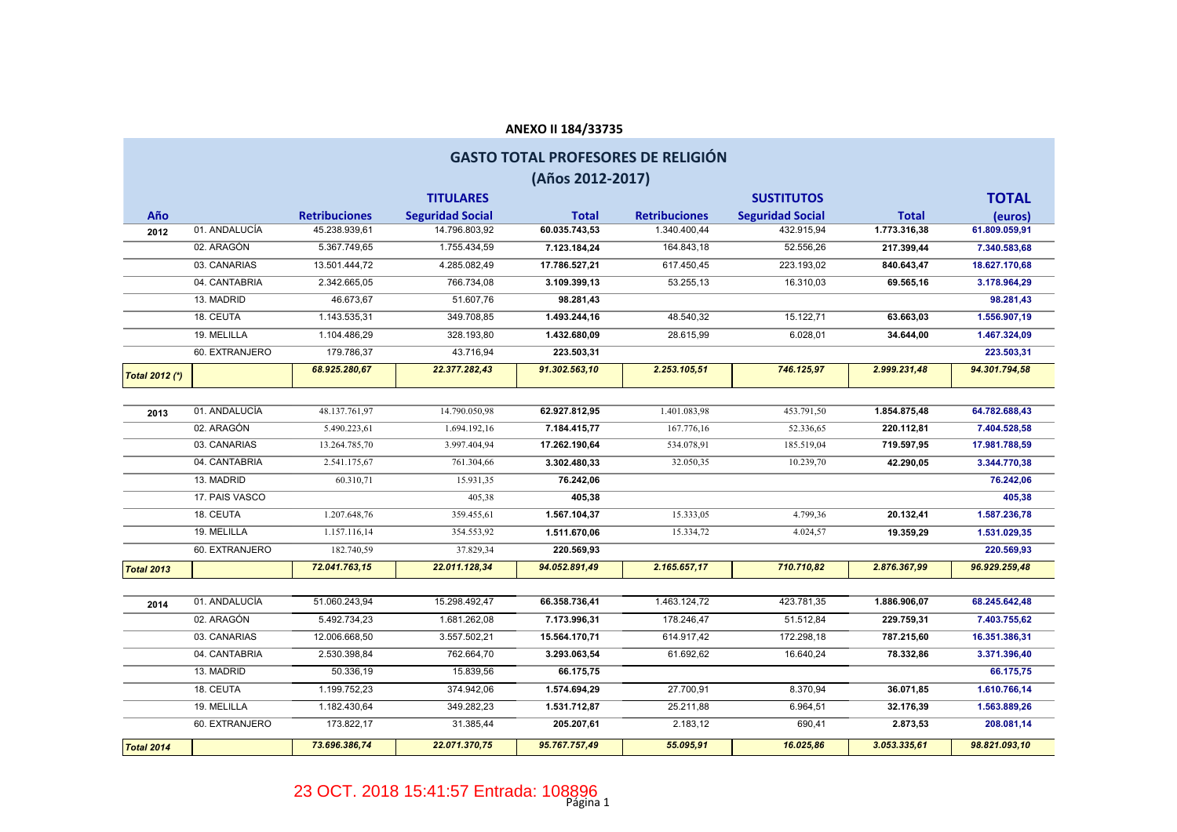**ANEXO II 184/33735**

## GASTO TOTAL PROFESORES DE RELIGIÓN

### (Años 2012-2017)

| Año | | TITULARES | | | SUSTITUTOS | | | TOTAL |
|---|---|---|---|---|---|---|---|---|
| | | Retribuciones | Seguridad Social | Total | Retribuciones | Seguridad Social | Total | (euros) |
| 2012 | 01. ANDALUCÍA | 45.238.939,61 | 14.796.803,92 | 60.035.743,53 | 1.340.400,44 | 432.915,94 | 1.773.316,38 | 61.809.059,91 |
| | 02. ARAGÓN | 5.367.749,65 | 1.755.434,59 | 7.123.184,24 | 164.843,18 | 52.556,26 | 217.399,44 | 7.340.583,68 |
| | 03. CANARIAS | 13.501.444,72 | 4.285.082,49 | 17.786.527,21 | 617.450,45 | 223.193,02 | 840.643,47 | 18.627.170,68 |
| | 04. CANTABRIA | 2.342.665,05 | 766.734,08 | 3.109.399,13 | 53.255,13 | 16.310,03 | 69.565,16 | 3.178.964,29 |
| | 13. MADRID | 46.673,67 | 51.607,76 | 98.281,43 | | | | 98.281,43 |
| | 18. CEUTA | 1.143.535,31 | 349.708,85 | 1.493.244,16 | 48.540,32 | 15.122,71 | 63.663,03 | 1.556.907,19 |
| | 19. MELILLA | 1.104.486,29 | 328.193,80 | 1.432.680,09 | 28.615,99 | 6.028,01 | 34.644,00 | 1.467.324,09 |
| | 60. EXTRANJERO | 179.786,37 | 43.716,94 | 223.503,31 | | | | 223.503,31 |
| *Total 2012 (\*)* | | *68.925.280,67* | *22.377.282,43* | *91.302.563,10* | *2.253.105,51* | *746.125,97* | *2.999.231,48* | *94.301.794,58* |
| 2013 | 01. ANDALUCÍA | 48.137.761,97 | 14.790.050,98 | 62.927.812,95 | 1.401.083,98 | 453.791,50 | 1.854.875,48 | 64.782.688,43 |
| | 02. ARAGÓN | 5.490.223,61 | 1.694.192,16 | 7.184.415,77 | 167.776,16 | 52.336,65 | 220.112,81 | 7.404.528,58 |
| | 03. CANARIAS | 13.264.785,70 | 3.997.404,94 | 17.262.190,64 | 534.078,91 | 185.519,04 | 719.597,95 | 17.981.788,59 |
| | 04. CANTABRIA | 2.541.175,67 | 761.304,66 | 3.302.480,33 | 32.050,35 | 10.239,70 | 42.290,05 | 3.344.770,38 |
| | 13. MADRID | 60.310,71 | 15.931,35 | 76.242,06 | | | | 76.242,06 |
| | 17. PAIS VASCO | | 405,38 | 405,38 | | | | 405,38 |
| | 18. CEUTA | 1.207.648,76 | 359.455,61 | 1.567.104,37 | 15.333,05 | 4.799,36 | 20.132,41 | 1.587.236,78 |
| | 19. MELILLA | 1.157.116,14 | 354.553,92 | 1.511.670,06 | 15.334,72 | 4.024,57 | 19.359,29 | 1.531.029,35 |
| | 60. EXTRANJERO | 182.740,59 | 37.829,34 | 220.569,93 | | | | 220.569,93 |
| *Total 2013* | | *72.041.763,15* | *22.011.128,34* | *94.052.891,49* | *2.165.657,17* | *710.710,82* | *2.876.367,99* | *96.929.259,48* |
| 2014 | 01. ANDALUCÍA | 51.060.243,94 | 15.298.492,47 | 66.358.736,41 | 1.463.124,72 | 423.781,35 | 1.886.906,07 | 68.245.642,48 |
| | 02. ARAGÓN | 5.492.734,23 | 1.681.262,08 | 7.173.996,31 | 178.246,47 | 51.512,84 | 229.759,31 | 7.403.755,62 |
| | 03. CANARIAS | 12.006.668,50 | 3.557.502,21 | 15.564.170,71 | 614.917,42 | 172.298,18 | 787.215,60 | 16.351.386,31 |
| | 04. CANTABRIA | 2.530.398,84 | 762.664,70 | 3.293.063,54 | 61.692,62 | 16.640,24 | 78.332,86 | 3.371.396,40 |
| | 13. MADRID | 50.336,19 | 15.839,56 | 66.175,75 | | | | 66.175,75 |
| | 18. CEUTA | 1.199.752,23 | 374.942,06 | 1.574.694,29 | 27.700,91 | 8.370,94 | 36.071,85 | 1.610.766,14 |
| | 19. MELILLA | 1.182.430,64 | 349.282,23 | 1.531.712,87 | 25.211,88 | 6.964,51 | 32.176,39 | 1.563.889,26 |
| | 60. EXTRANJERO | 173.822,17 | 31.385,44 | 205.207,61 | 2.183,12 | 690,41 | 2.873,53 | 208.081,14 |
| *Total 2014* | | *73.696.386,74* | *22.071.370,75* | *95.767.757,49* | *55.095,91* | *16.025,86* | *3.053.335,61* | *98.821.093,10* |

23 OCT. 2018 15:41:57 Entrada: 108896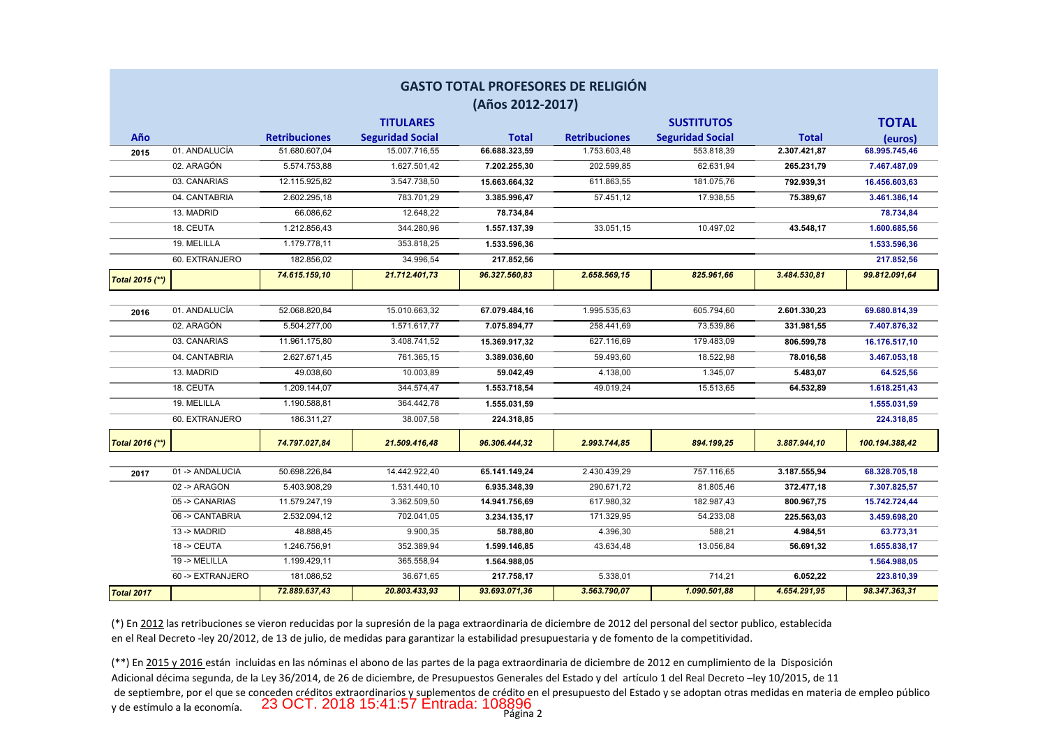# GASTO TOTAL PROFESORES DE RELIGIÓN

## (Años 2012-2017)

| Año | | TITULARES Retribuciones | Seguridad Social | Total | SUSTITUTOS Retribuciones | Seguridad Social | Total | TOTAL (euros) |
|---|---|---|---|---|---|---|---|---|
| 2015 | 01. ANDALUCÍA | 51.680.607,04 | 15.007.716,55 | **66.688.323,59** | 1.753.603,48 | 553.818,39 | **2.307.421,87** | **68.995.745,46** |
| | 02. ARAGÓN | 5.574.753,88 | 1.627.501,42 | **7.202.255,30** | 202.599,85 | 62.631,94 | **265.231,79** | **7.467.487,09** |
| | 03. CANARIAS | 12.115.925,82 | 3.547.738,50 | **15.663.664,32** | 611.863,55 | 181.075,76 | **792.939,31** | **16.456.603,63** |
| | 04. CANTABRIA | 2.602.295,18 | 783.701,29 | **3.385.996,47** | 57.451,12 | 17.938,55 | **75.389,67** | **3.461.386,14** |
| | 13. MADRID | 66.086,62 | 12.648,22 | **78.734,84** | | | | **78.734,84** |
| | 18. CEUTA | 1.212.856,43 | 344.280,96 | **1.557.137,39** | 33.051,15 | 10.497,02 | **43.548,17** | **1.600.685,56** |
| | 19. MELILLA | 1.179.778,11 | 353.818,25 | **1.533.596,36** | | | | **1.533.596,36** |
| | 60. EXTRANJERO | 182.856,02 | 34.996,54 | **217.852,56** | | | | **217.852,56** |
| ***Total 2015 (**)*** | | ***74.615.159,10*** | ***21.712.401,73*** | ***96.327.560,83*** | ***2.658.569,15*** | ***825.961,66*** | ***3.484.530,81*** | ***99.812.091,64*** |
| 2016 | 01. ANDALUCÍA | 52.068.820,84 | 15.010.663,32 | **67.079.484,16** | 1.995.535,63 | 605.794,60 | **2.601.330,23** | **69.680.814,39** |
| | 02. ARAGÓN | 5.504.277,00 | 1.571.617,77 | **7.075.894,77** | 258.441,69 | 73.539,86 | **331.981,55** | **7.407.876,32** |
| | 03. CANARIAS | 11.961.175,80 | 3.408.741,52 | **15.369.917,32** | 627.116,69 | 179.483,09 | **806.599,78** | **16.176.517,10** |
| | 04. CANTABRIA | 2.627.671,45 | 761.365,15 | **3.389.036,60** | 59.493,60 | 18.522,98 | **78.016,58** | **3.467.053,18** |
| | 13. MADRID | 49.038,60 | 10.003,89 | **59.042,49** | 4.138,00 | 1.345,07 | **5.483,07** | **64.525,56** |
| | 18. CEUTA | 1.209.144,07 | 344.574,47 | **1.553.718,54** | 49.019,24 | 15.513,65 | **64.532,89** | **1.618.251,43** |
| | 19. MELILLA | 1.190.588,81 | 364.442,78 | **1.555.031,59** | | | | **1.555.031,59** |
| | 60. EXTRANJERO | 186.311,27 | 38.007,58 | **224.318,85** | | | | **224.318,85** |
| ***Total 2016 (**)*** | | ***74.797.027,84*** | ***21.509.416,48*** | ***96.306.444,32*** | ***2.993.744,85*** | ***894.199,25*** | ***3.887.944,10*** | ***100.194.388,42*** |
| 2017 | 01 -> ANDALUCIA | 50.698.226,84 | 14.442.922,40 | **65.141.149,24** | 2.430.439,29 | 757.116,65 | **3.187.555,94** | **68.328.705,18** |
| | 02 -> ARAGON | 5.403.908,29 | 1.531.440,10 | **6.935.348,39** | 290.671,72 | 81.805,46 | **372.477,18** | **7.307.825,57** |
| | 05 -> CANARIAS | 11.579.247,19 | 3.362.509,50 | **14.941.756,69** | 617.980,32 | 182.987,43 | **800.967,75** | **15.742.724,44** |
| | 06 -> CANTABRIA | 2.532.094,12 | 702.041,05 | **3.234.135,17** | 171.329,95 | 54.233,08 | **225.563,03** | **3.459.698,20** |
| | 13 -> MADRID | 48.888,45 | 9.900,35 | **58.788,80** | 4.396,30 | 588,21 | **4.984,51** | **63.773,31** |
| | 18 -> CEUTA | 1.246.756,91 | 352.389,94 | **1.599.146,85** | 43.634,48 | 13.056,84 | **56.691,32** | **1.655.838,17** |
| | 19 -> MELILLA | 1.199.429,11 | 365.558,94 | **1.564.988,05** | | | | **1.564.988,05** |
| | 60 -> EXTRANJERO | 181.086,52 | 36.671,65 | **217.758,17** | 5.338,01 | 714,21 | **6.052,22** | **223.810,39** |
| ***Total 2017*** | | ***72.889.637,43*** | ***20.803.433,93*** | ***93.693.071,36*** | ***3.563.790,07*** | ***1.090.501,88*** | ***4.654.291,95*** | ***98.347.363,31*** |

(*) En 2012 las retribuciones se vieron reducidas por la supresión de la paga extraordinaria de diciembre de 2012 del personal del sector publico, establecida en el Real Decreto -ley 20/2012, de 13 de julio, de medidas para garantizar la estabilidad presupuestaria y de fomento de la competitividad.

(**) En 2015 y 2016 están incluidas en las nóminas el abono de las partes de la paga extraordinaria de diciembre de 2012 en cumplimiento de la Disposición Adicional décima segunda, de la Ley 36/2014, de 26 de diciembre, de Presupuestos Generales del Estado y del artículo 1 del Real Decreto –ley 10/2015, de 11 de septiembre, por el que se conceden créditos extraordinarios y suplementos de crédito en el presupuesto del Estado y se adoptan otras medidas en materia de empleo público y de estímulo a la economía.

23 OCT. 2018 15:41:57 Entrada: 108896